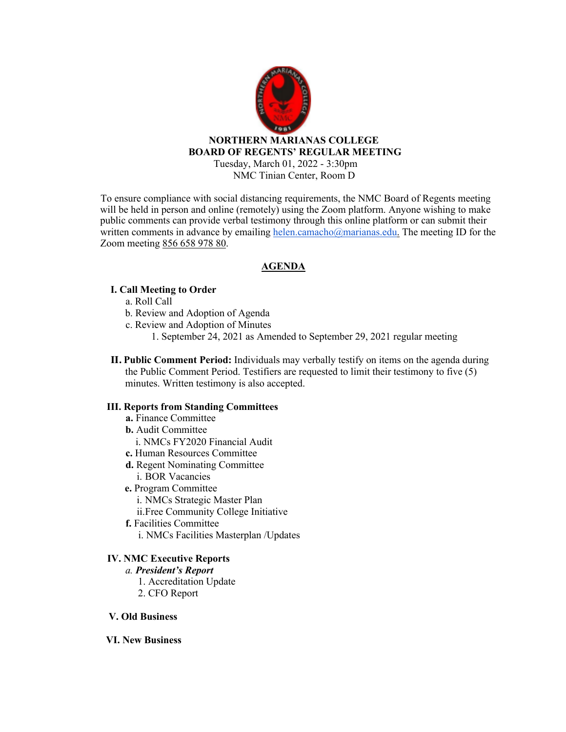**NORTHERN MARIANAS COLLEGE**
**BOARD OF REGENTS' REGULAR MEETING**
Tuesday, March 01, 2022 - 3:30pm
NMC Tinian Center, Room D

To ensure compliance with social distancing requirements, the NMC Board of Regents meeting will be held in person and online (remotely) using the Zoom platform. Anyone wishing to make public comments can provide verbal testimony through this online platform or can submit their written comments in advance by emailing helen.camacho@marianas.edu. The meeting ID for the Zoom meeting 856 658 978 80.

## AGENDA

**I. Call Meeting to Order**

a. Roll Call
b. Review and Adoption of Agenda
c. Review and Adoption of Minutes
  1. September 24, 2021 as Amended to September 29, 2021 regular meeting

**II. Public Comment Period:** Individuals may verbally testify on items on the agenda during the Public Comment Period. Testifiers are requested to limit their testimony to five (5) minutes. Written testimony is also accepted.

**III. Reports from Standing Committees**

**a.** Finance Committee
**b.** Audit Committee
  i. NMCs FY2020 Financial Audit
**c.** Human Resources Committee
**d.** Regent Nominating Committee
  i. BOR Vacancies
**e.** Program Committee
  i. NMCs Strategic Master Plan
  ii. Free Community College Initiative
**f.** Facilities Committee
  i. NMCs Facilities Masterplan /Updates

**IV. NMC Executive Reports**

*a.* ***President's Report***
  1. Accreditation Update
  2. CFO Report

**V. Old Business**

**VI. New Business**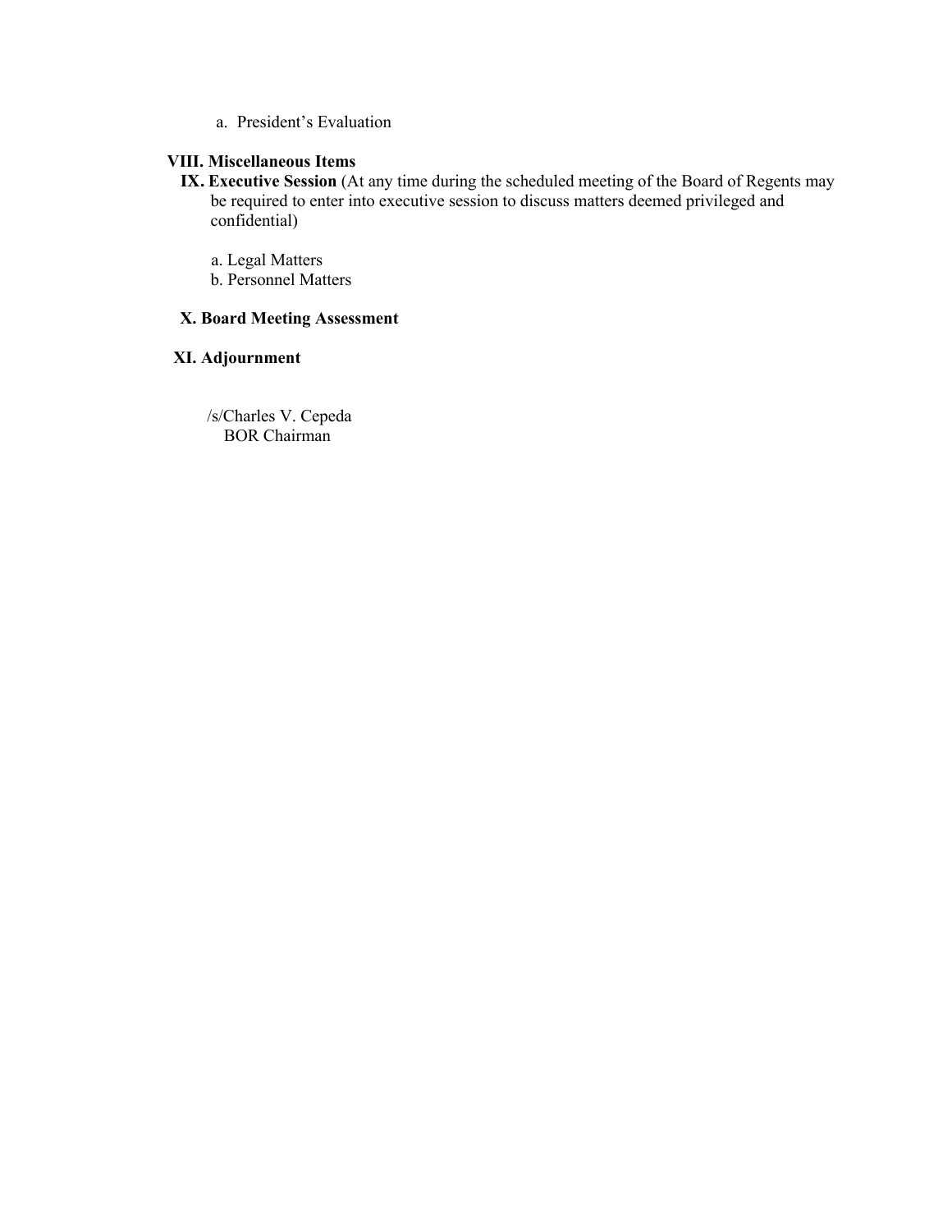a. President's Evaluation

**VIII. Miscellaneous Items**

**IX. Executive Session** (At any time during the scheduled meeting of the Board of Regents may be required to enter into executive session to discuss matters deemed privileged and confidential)

a. Legal Matters
b. Personnel Matters

**X. Board Meeting Assessment**

**XI. Adjournment**

/s/Charles V. Cepeda
BOR Chairman